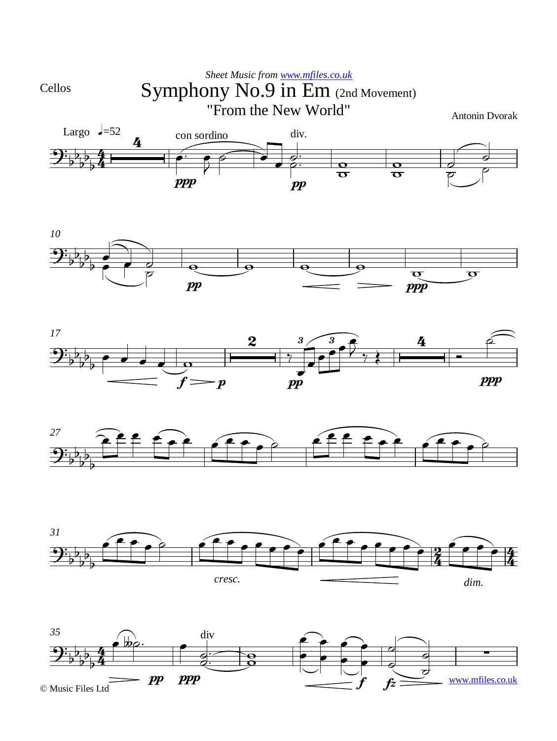Sheet Music from www.mfiles.co.uk

Cellos

# Symphony No.9 in Em (2nd Movement)

## "From the New World"

Antonin Dvorak

© Music Files Ltd

www.mfiles.co.uk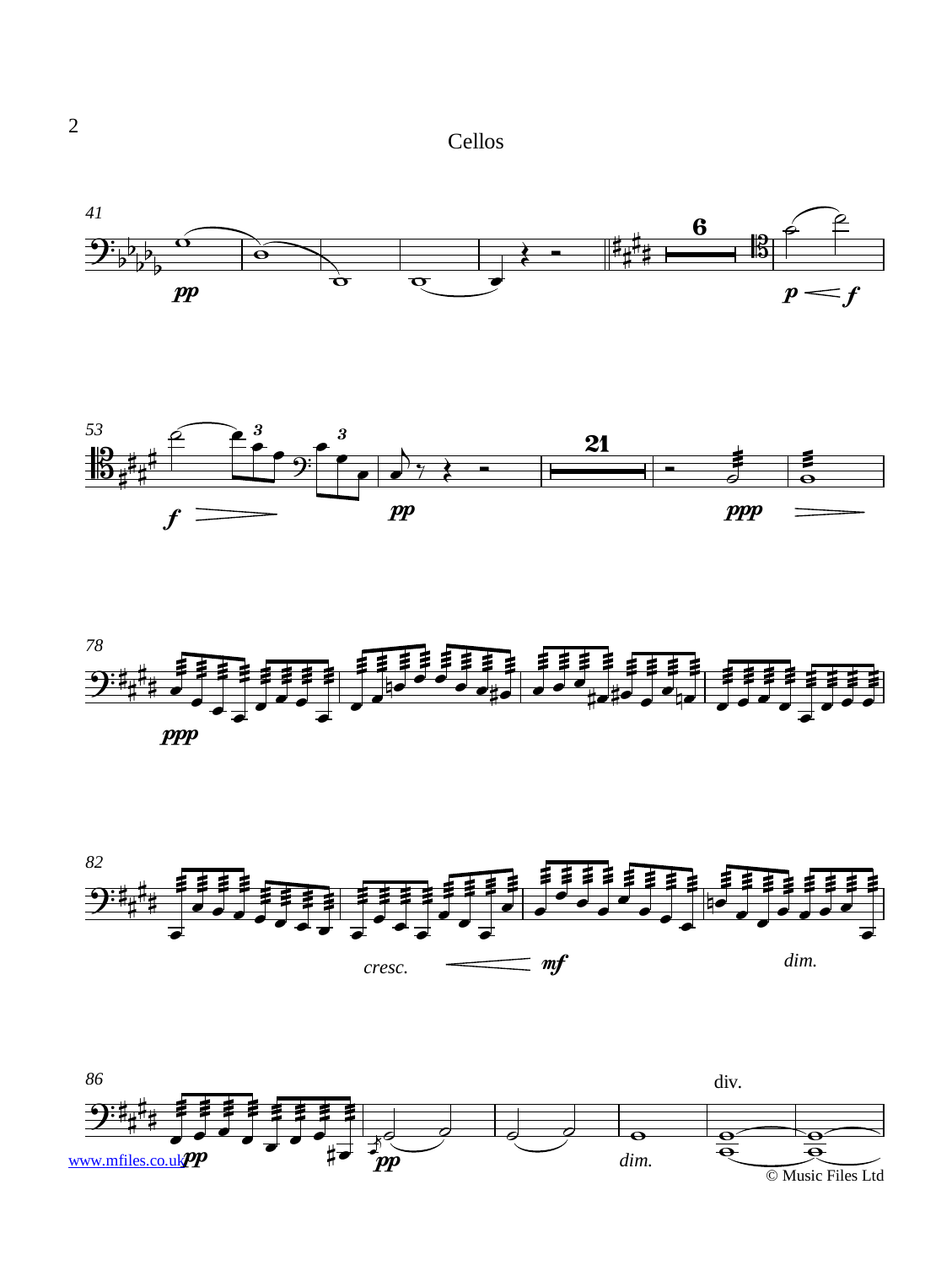Cellos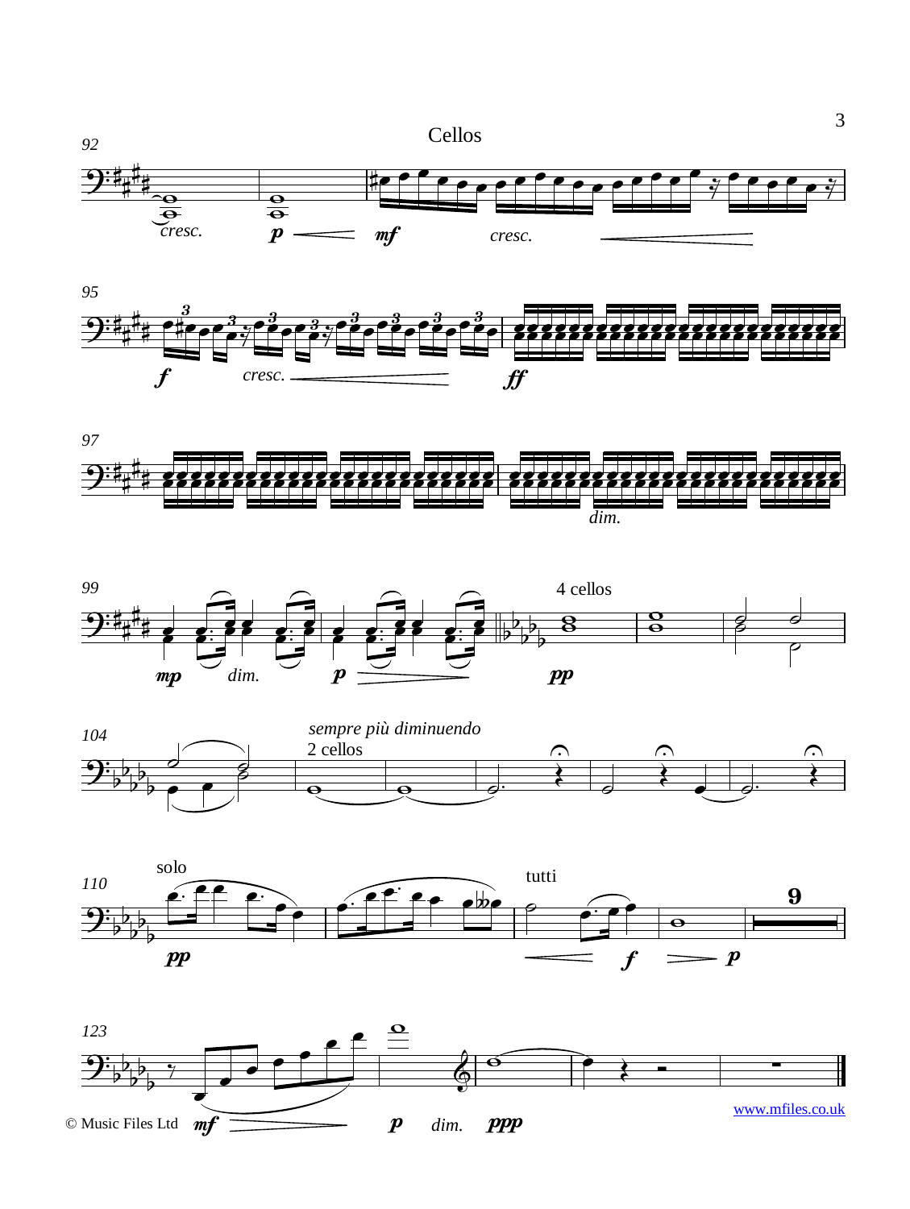Cellos

© Music Files Ltd

www.mfiles.co.uk